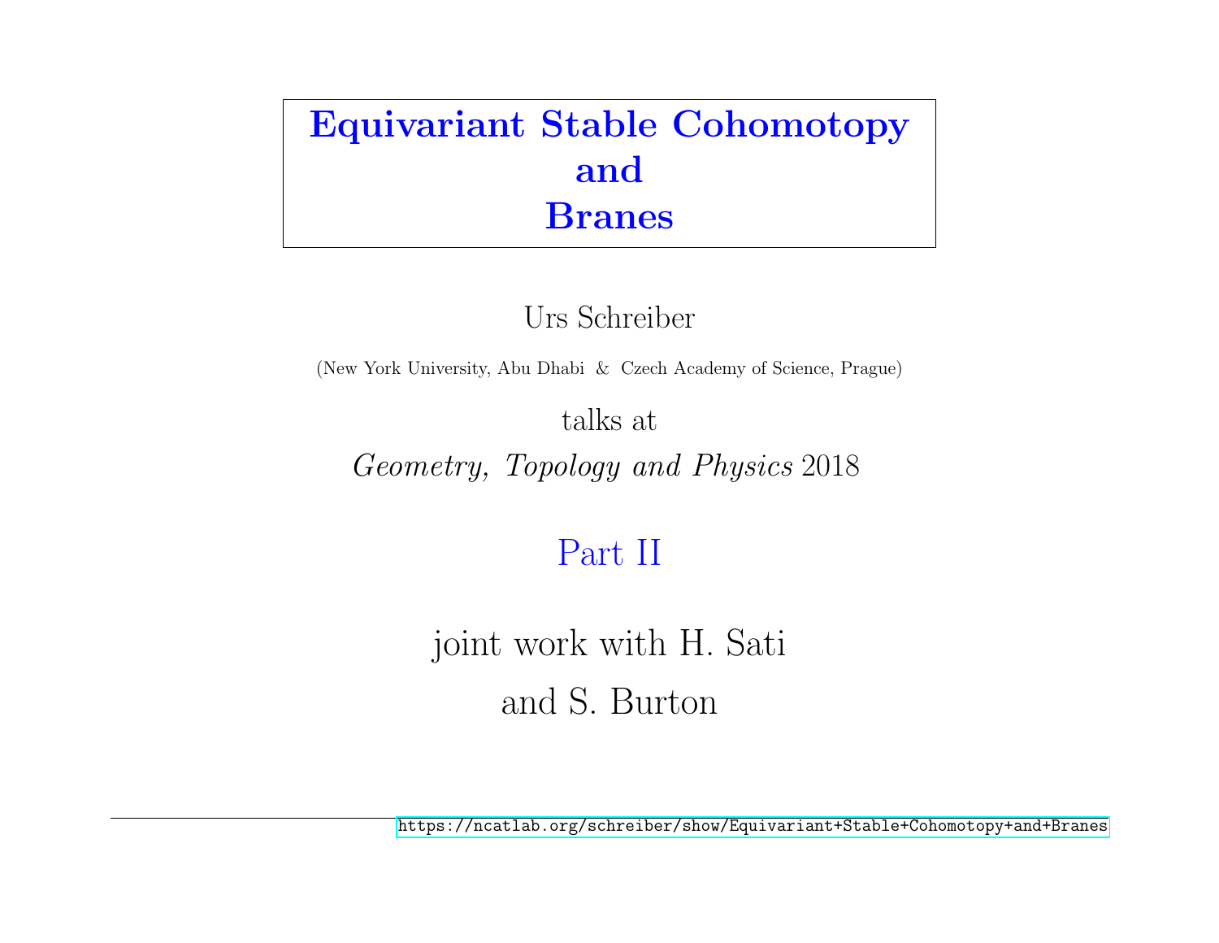# Equivariant Stable Cohomotopy and Branes

Urs Schreiber

(New York University, Abu Dhabi & Czech Academy of Science, Prague)

talks at

*Geometry, Topology and Physics* 2018

Part II

joint work with H. Sati

and S. Burton

https://ncatlab.org/schreiber/show/Equivariant+Stable+Cohomotopy+and+Branes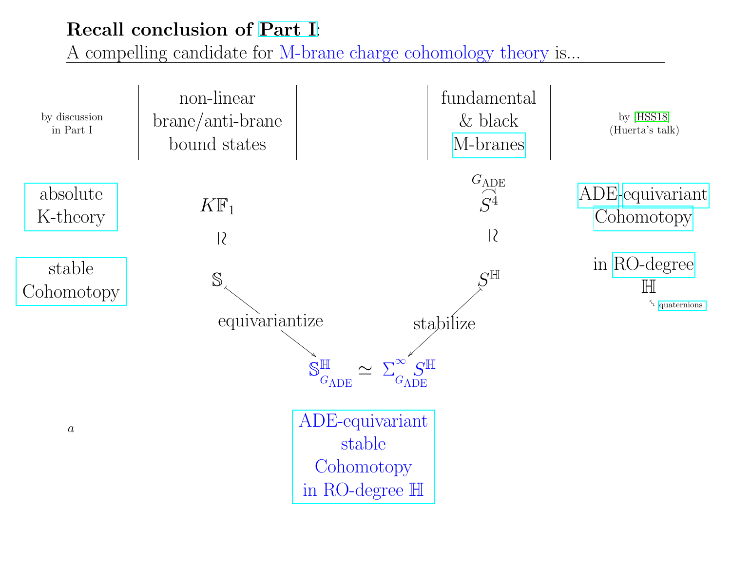**Recall conclusion of Part I**:

A compelling candidate for M-brane charge cohomology theory is...

| by discussion in Part I | non-linear brane/anti-brane bound states | fundamental & black M-branes | by HSS18 (Huerta's talk) |
|---|---|---|---|
| absolute K-theory | $K\mathbb{F}_1$ | $G_{\mathrm{ADE}} \curvearrowright S^4$ | ADE-equivariant Cohomotopy |
| | $\wr$ | $\wr$ | |
| stable Cohomotopy | $\mathbb{S}$ | $S^{\mathbb{H}}$ | in RO-degree $\mathbb{H}$ (quaternions) |

$\mathbb{S}$ —equivariantize→ and $S^{\mathbb{H}}$ —stabilize→

$$\mathbb{S}^{\mathbb{H}}_{G_{\mathrm{ADE}}} \simeq \Sigma^{\infty}_{G_{\mathrm{ADE}}} S^{\mathbb{H}}$$

ADE-equivariant stable Cohomotopy in RO-degree $\mathbb{H}$

$a$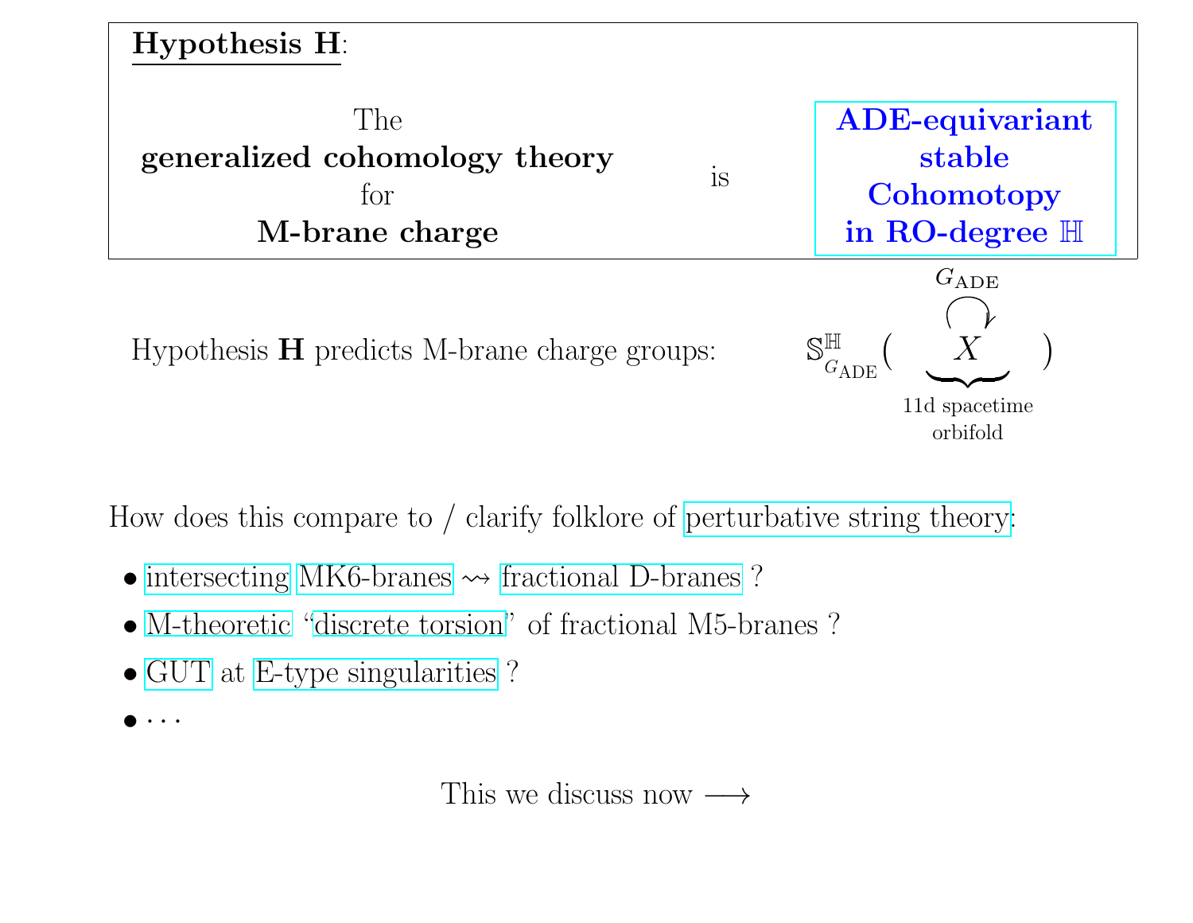**Hypothesis H**:

The **generalized cohomology theory** for **M-brane charge** is **ADE-equivariant stable Cohomotopy in RO-degree $\mathbb{H}$**

Hypothesis **H** predicts M-brane charge groups:

$$\mathbb{S}^{\mathbb{H}}_{G_{\mathrm{ADE}}}\Big( \underbrace{\overset{G_{\mathrm{ADE}}}{\curvearrowright} X}_{\text{11d spacetime orbifold}} \Big)$$

How does this compare to / clarify folklore of perturbative string theory:

- intersecting MK6-branes $\rightsquigarrow$ fractional D-branes ?
- M-theoretic "discrete torsion" of fractional M5-branes ?
- GUT at E-type singularities ?
- $\cdots$

This we discuss now $\longrightarrow$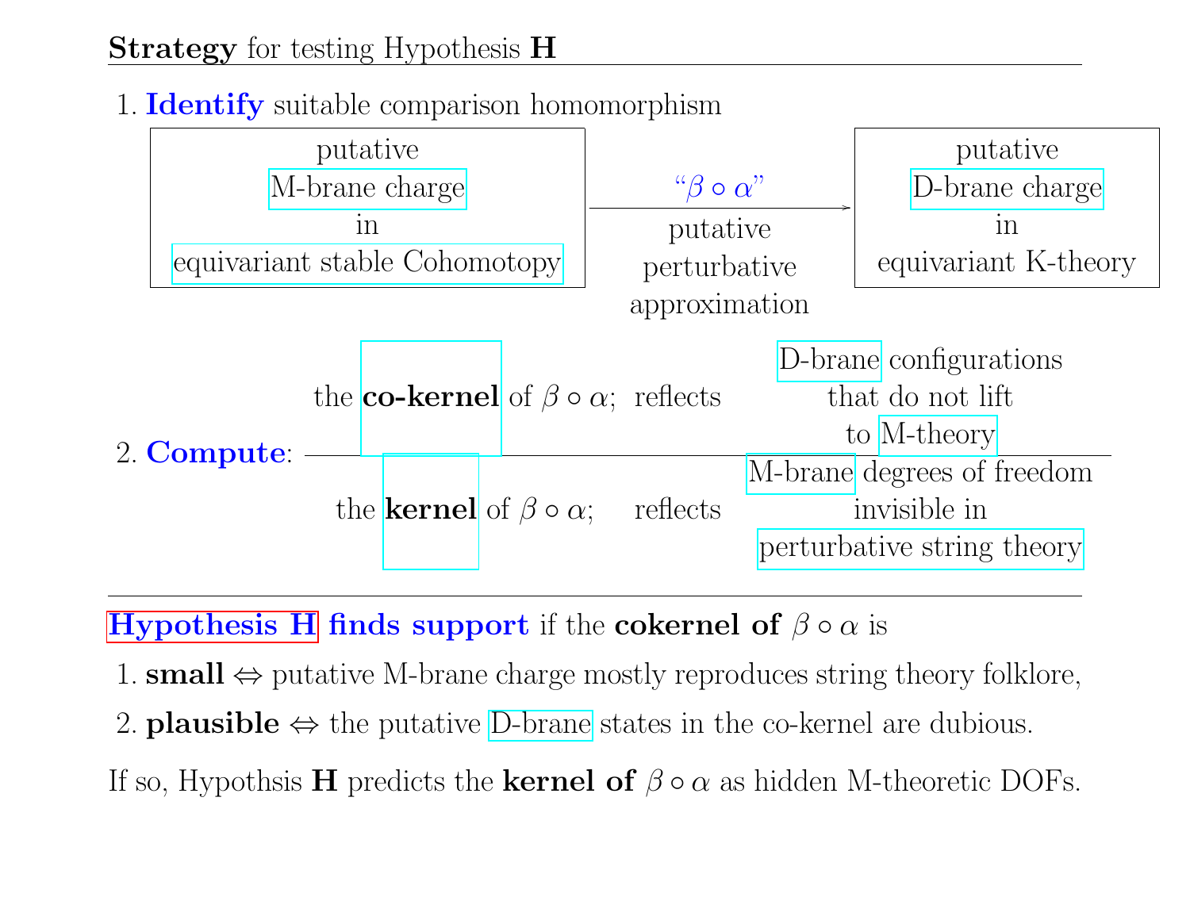**Strategy** for testing Hypothesis **H**

1. **Identify** suitable comparison homomorphism

| putative M-brane charge in equivariant stable Cohomotopy | $\xrightarrow{\text{“}\beta \circ \alpha\text{”}}$ putative perturbative approximation | putative D-brane charge in equivariant K-theory |
|---|---|---|

2. **Compute**:

| | | |
|---|---|---|
| the **co-kernel** of $\beta \circ \alpha$; | reflects | D-brane configurations that do not lift to M-theory |
| the **kernel** of $\beta \circ \alpha$; | reflects | M-brane degrees of freedom invisible in perturbative string theory |

---

**Hypothesis H finds support** if the **cokernel of** $\beta \circ \alpha$ is

1. **small** $\Leftrightarrow$ putative M-brane charge mostly reproduces string theory folklore,
2. **plausible** $\Leftrightarrow$ the putative D-brane states in the co-kernel are dubious.

If so, Hypothsis **H** predicts the **kernel of** $\beta \circ \alpha$ as hidden M-theoretic DOFs.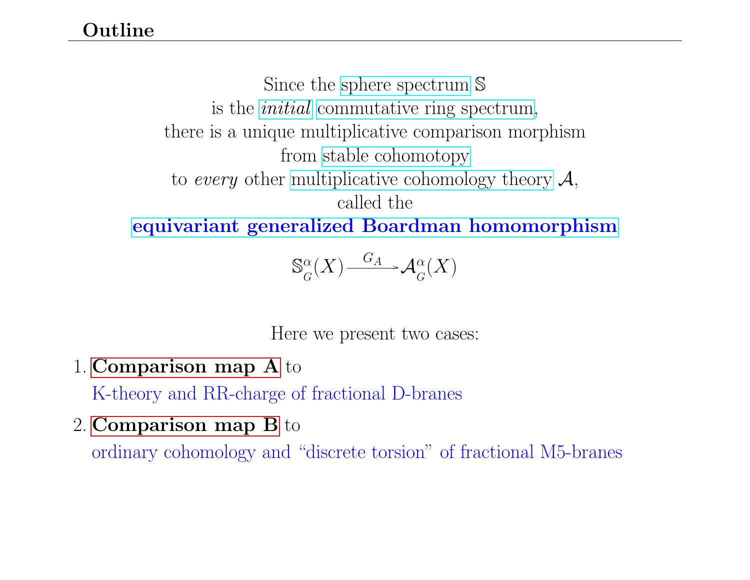## Outline

Since the sphere spectrum $\mathbb{S}$
is the *initial* commutative ring spectrum,
there is a unique multiplicative comparison morphism
from stable cohomotopy
to *every* other multiplicative cohomology theory $\mathcal{A}$,
called the

**equivariant generalized Boardman homomorphism**

$$\mathbb{S}^{\alpha}_{G}(X) \xrightarrow{G_A} \mathcal{A}^{\alpha}_{G}(X)$$

Here we present two cases:

1. **Comparison map A** to
   K-theory and RR-charge of fractional D-branes
2. **Comparison map B** to
   ordinary cohomology and "discrete torsion" of fractional M5-branes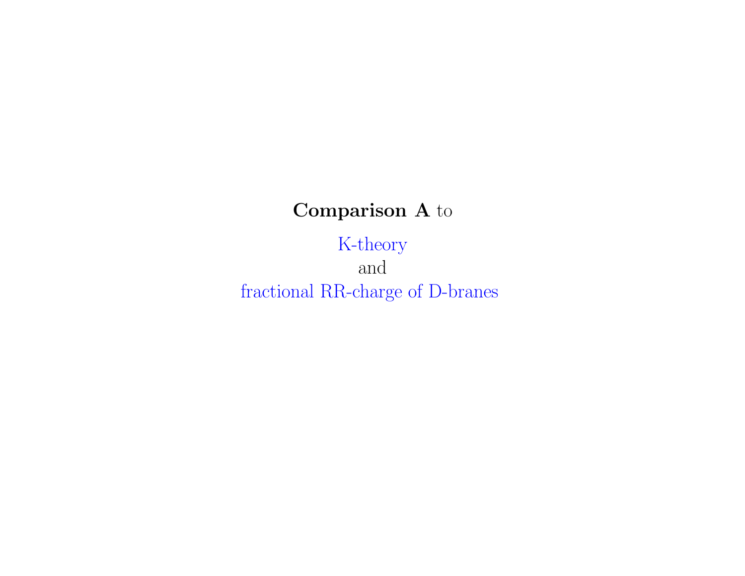**Comparison A** to

K-theory

and

fractional RR-charge of D-branes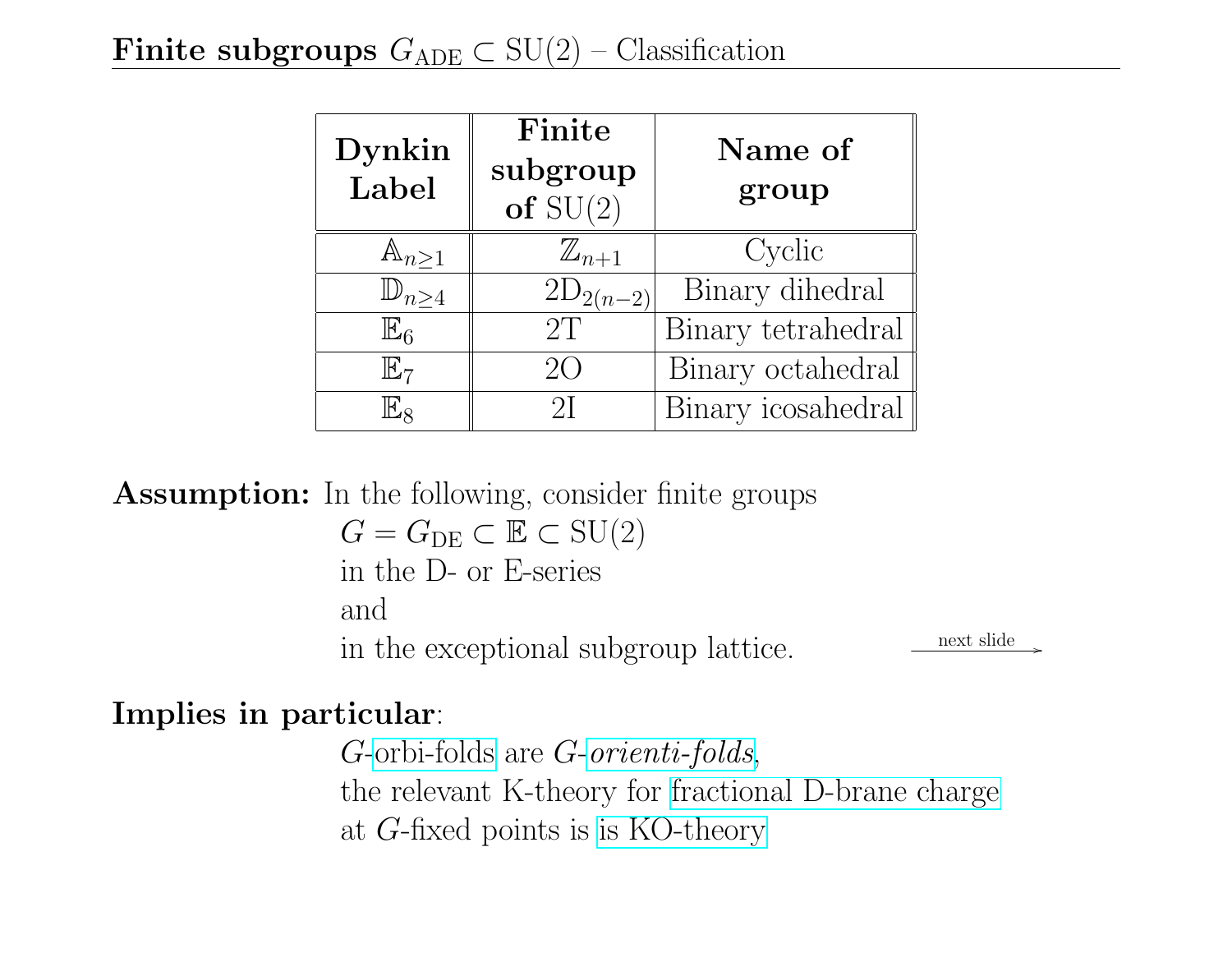## **Finite subgroups** $G_{\mathrm{ADE}} \subset \mathrm{SU}(2)$ – Classification

| **Dynkin Label** | **Finite subgroup of** $\mathrm{SU}(2)$ | **Name of group** |
|---|---|---|
| $\mathbb{A}_{n\geq 1}$ | $\mathbb{Z}_{n+1}$ | Cyclic |
| $\mathbb{D}_{n\geq 4}$ | $2\mathrm{D}_{2(n-2)}$ | Binary dihedral |
| $\mathbb{E}_6$ | $2\mathrm{T}$ | Binary tetrahedral |
| $\mathbb{E}_7$ | $2\mathrm{O}$ | Binary octahedral |
| $\mathbb{E}_8$ | $2\mathrm{I}$ | Binary icosahedral |

**Assumption:** In the following, consider finite groups

$G = G_{\mathrm{DE}} \subset \mathbb{E} \subset \mathrm{SU}(2)$

in the D- or E-series

and

in the exceptional subgroup lattice. $\xrightarrow{\text{next slide}}$

**Implies in particular**:

$G$-orbi-folds are $G$-*orienti-folds*,

the relevant K-theory for fractional D-brane charge

at $G$-fixed points is is KO-theory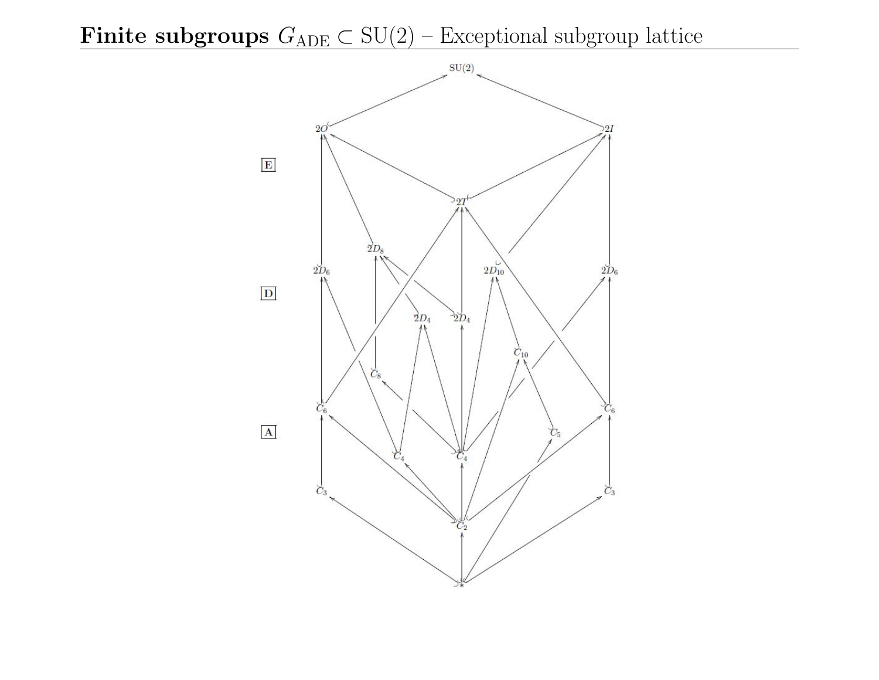## Finite subgroups $G_{\mathrm{ADE}} \subset \mathrm{SU}(2)$ – Exceptional subgroup lattice

$\mathrm{SU}(2)$

$2O$ $2I$

**E**

$2T$

$2D_8$

$2D_6$ $2D_{10}$ $2D_6$

**D**

$2D_4$ $2D_4$

$C_{10}$

$C_8$

$C_6$ $C_6$

**A**

$C_5$

$C_4$ $C_4$

$C_3$ $C_3$

$C_2$

$*$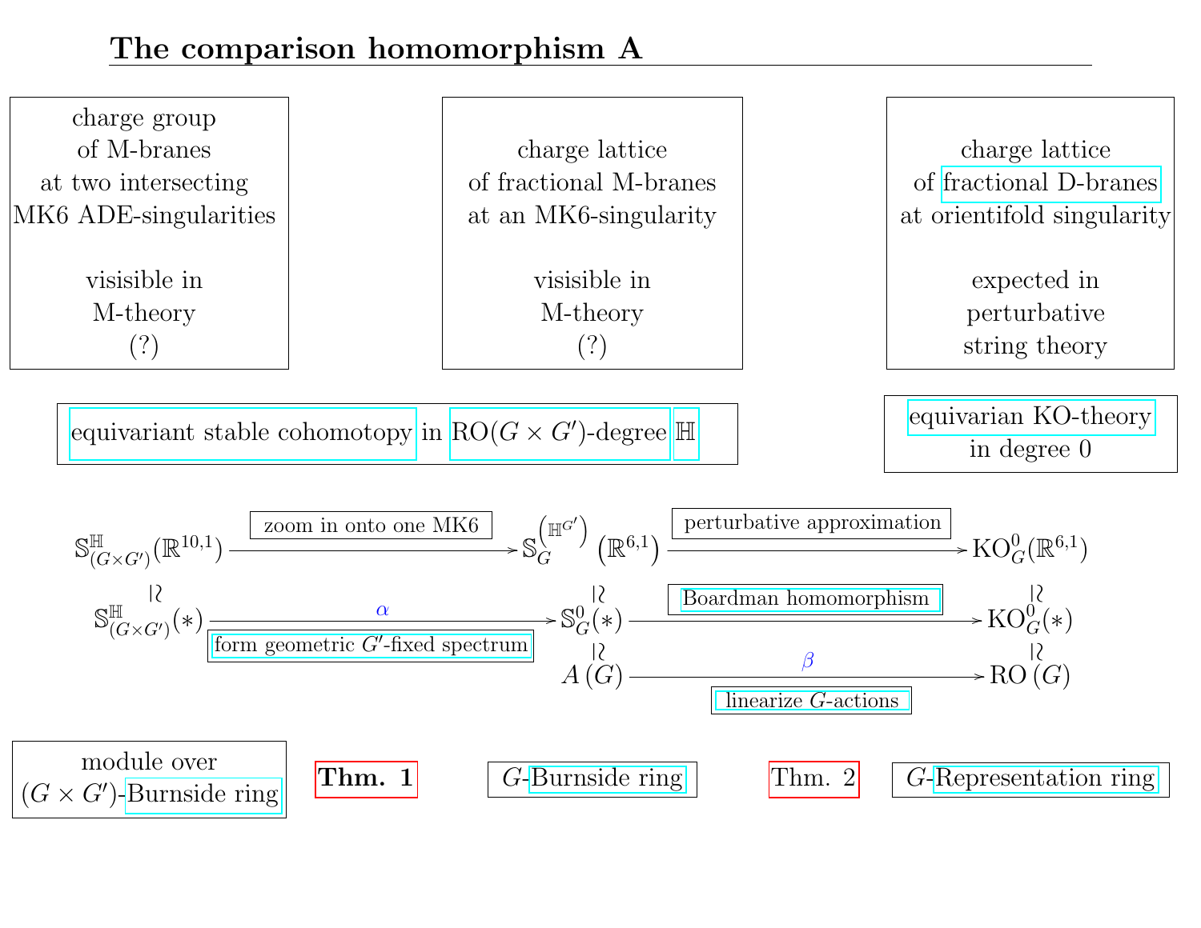## The comparison homomorphism A

| charge group of M-branes at two intersecting MK6 ADE-singularities | charge lattice of fractional M-branes at an MK6-singularity | charge lattice of fractional D-branes at orientifold singularity |
|---|---|---|
| visisible in M-theory (?) | visisible in M-theory (?) | expected in perturbative string theory |

equivariant stable cohomotopy in $\mathrm{RO}(G \times G')$-degree $\mathbb{H}$

equivarian KO-theory in degree 0

$$
\begin{array}{ccccc}
\mathbb{S}^{\mathbb{H}}_{(G\times G')}(\mathbb{R}^{10,1}) & \xrightarrow{\text{zoom in onto one MK6}} & \mathbb{S}_G^{\left(\mathbb{H}^{G'}\right)}\left(\mathbb{R}^{6,1}\right) & \xrightarrow{\text{perturbative approximation}} & \mathrm{KO}^0_G(\mathbb{R}^{6,1}) \\
\wr| & & \wr| & & \wr| \\
\mathbb{S}^{\mathbb{H}}_{(G\times G')}(\ast) & \xrightarrow[\text{form geometric } G'\text{-fixed spectrum}]{\alpha} & \mathbb{S}^0_G(\ast) & \xrightarrow{\text{Boardman homomorphism}} & \mathrm{KO}^0_G(\ast) \\
 & & \wr| & & \wr| \\
 & & A\,(G) & \xrightarrow[\text{linearize } G\text{-actions}]{\beta} & \mathrm{RO}\,(G)
\end{array}
$$

module over $(G \times G')$-Burnside ring — **Thm. 1** — $G$-Burnside ring — Thm. 2 — $G$-Representation ring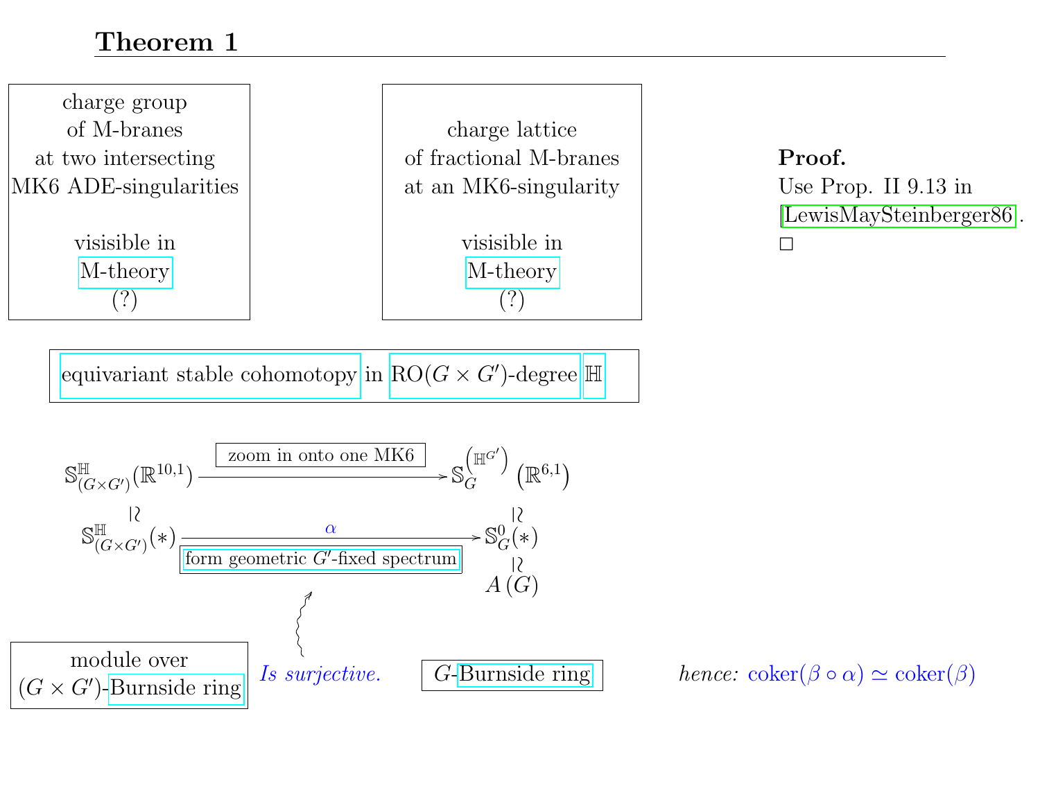## Theorem 1

charge group of M-branes at two intersecting MK6 ADE-singularities

visisible in M-theory (?)

charge lattice of fractional M-branes at an MK6-singularity

visisible in M-theory (?)

**Proof.** Use Prop. II 9.13 in [LewisMaySteinberger86]. □

equivariant stable cohomotopy in RO$(G \times G')$-degree $\mathbb{H}$

$$
\begin{array}{ccc}
\mathbb{S}^{\mathbb{H}}_{(G\times G')}(\mathbb{R}^{10,1}) & \xrightarrow{\text{zoom in onto one MK6}} & \mathbb{S}_G^{\left(\mathbb{H}^{G'}\right)}\left(\mathbb{R}^{6,1}\right) \\
\wr\vert & & \wr\vert \\
\mathbb{S}^{\mathbb{H}}_{(G\times G')}(*) & \xrightarrow[\text{form geometric } G'\text{-fixed spectrum}]{\alpha} & \mathbb{S}^0_G(*) \\
 & & \wr\vert \\
 & & A(G)
\end{array}
$$

module over $(G \times G')$-Burnside ring

*Is surjective.*

$G$-Burnside ring

*hence:* $\mathrm{coker}(\beta \circ \alpha) \simeq \mathrm{coker}(\beta)$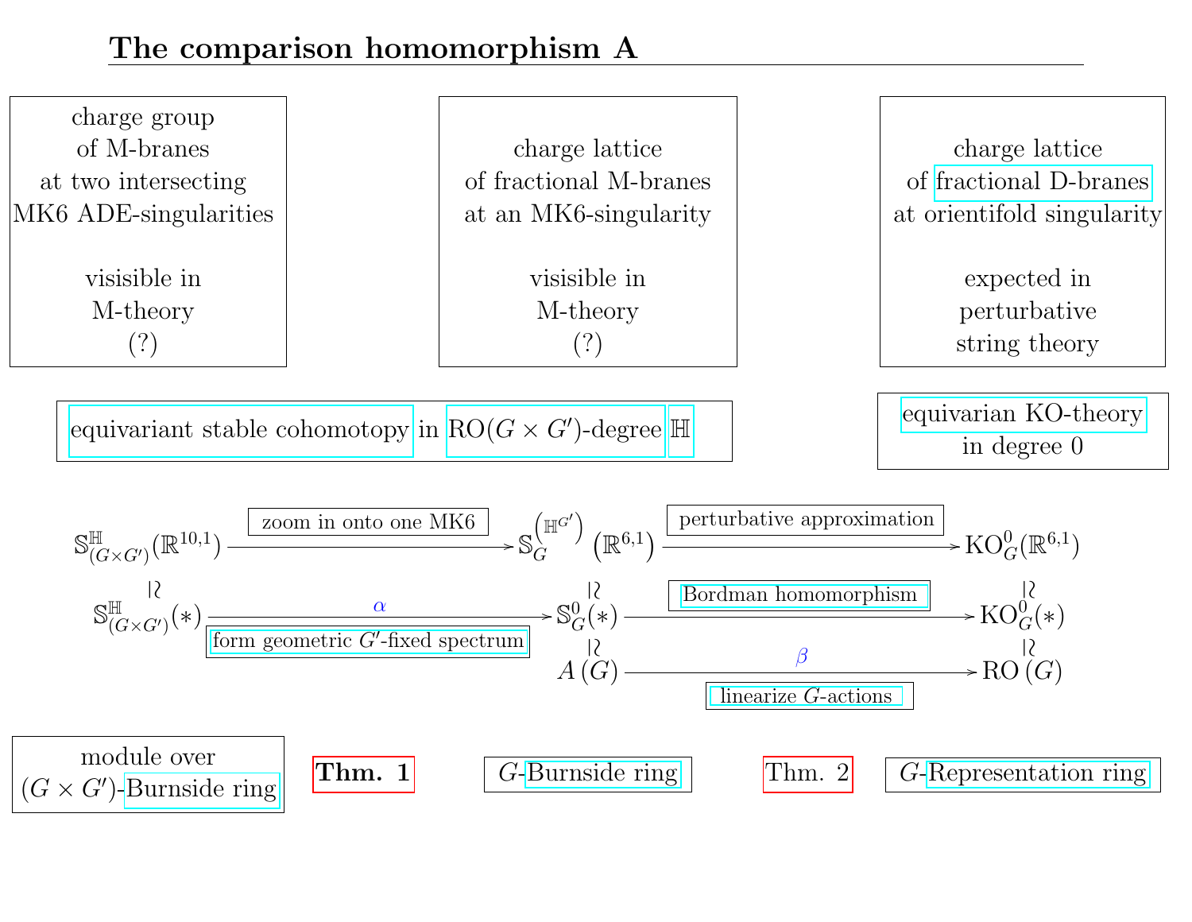# The comparison homomorphism A

| charge group of M-branes at two intersecting MK6 ADE-singularities | charge lattice of fractional M-branes at an MK6-singularity | charge lattice of fractional D-branes at orientifold singularity |
|---|---|---|
| visisible in M-theory (?) | visisible in M-theory (?) | expected in perturbative string theory |

equivariant stable cohomotopy in $\mathrm{RO}(G \times G')$-degree $\mathbb{H}$

equivarian KO-theory in degree 0

$$
\begin{array}{ccccc}
\mathbb{S}^{\mathbb{H}}_{(G\times G')}(\mathbb{R}^{10,1}) & \xrightarrow{\text{zoom in onto one MK6}} & \mathbb{S}_G^{\left(\mathbb{H}^{G'}\right)}\left(\mathbb{R}^{6,1}\right) & \xrightarrow{\text{perturbative approximation}} & \mathrm{KO}^0_G(\mathbb{R}^{6,1}) \\
\wr\vert & & \wr\vert & & \wr\vert \\
\mathbb{S}^{\mathbb{H}}_{(G\times G')}(\ast) & \xrightarrow[\text{form geometric } G'\text{-fixed spectrum}]{\alpha} & \mathbb{S}^0_G(\ast) & \xrightarrow{\text{Bordman homomorphism}} & \mathrm{KO}^0_G(\ast) \\
 & & \wr\vert & & \wr\vert \\
 & & A(G) & \xrightarrow[\text{linearize } G\text{-actions}]{\beta} & \mathrm{RO}(G)
\end{array}
$$

module over $(G \times G')$-Burnside ring | **Thm. 1** | $G$-Burnside ring | Thm. 2 | $G$-Representation ring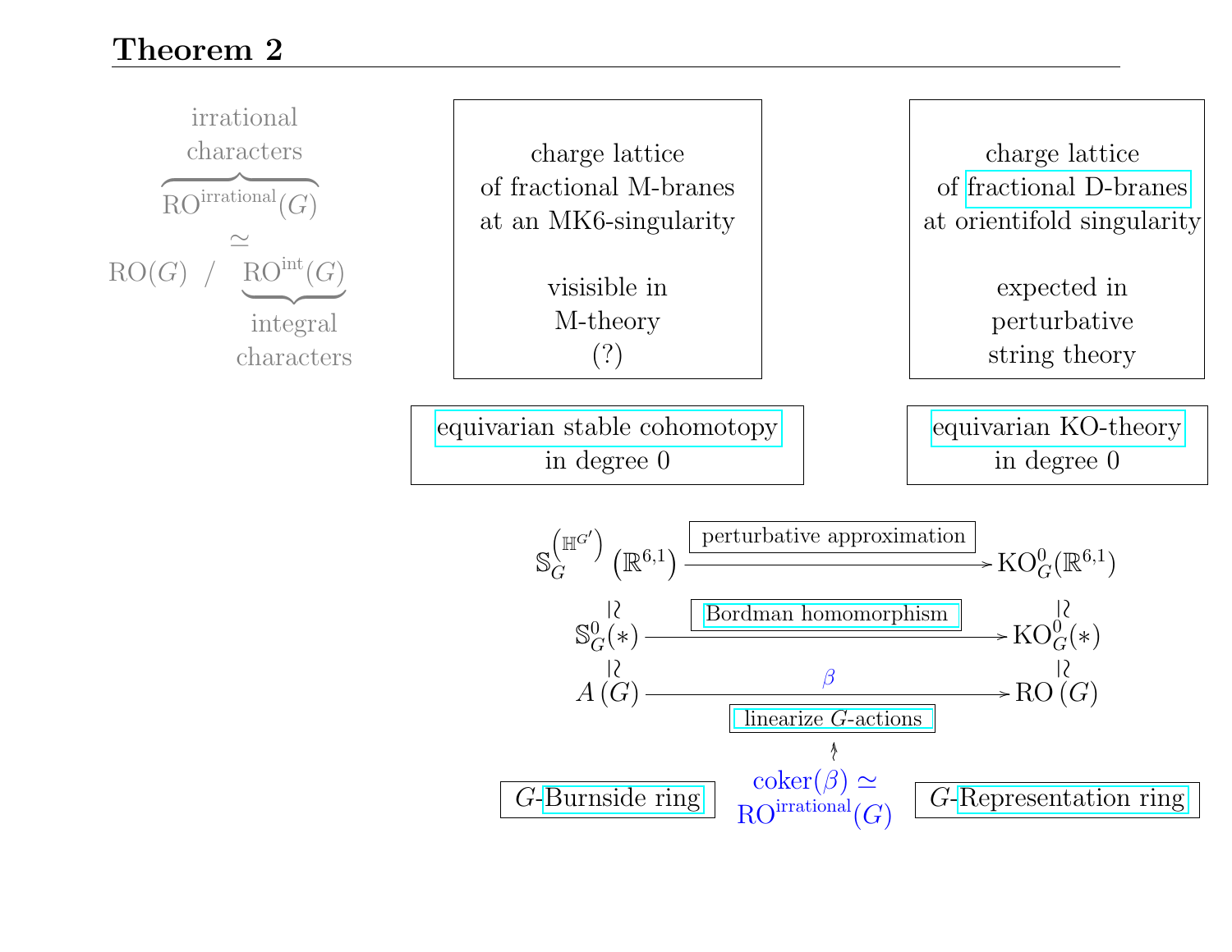## Theorem 2

irrational characters

$$\overbrace{\mathrm{RO}^{\mathrm{irrational}}(G)}^{\text{irrational characters}} \simeq \mathrm{RO}(G) \;/\; \underbrace{\mathrm{RO}^{\mathrm{int}}(G)}_{\text{integral characters}}$$

| charge lattice of fractional M-branes at an MK6-singularity | charge lattice of fractional D-branes at orientifold singularity |
|---|---|
| visisible in M-theory (?) | expected in perturbative string theory |
| equivarian stable cohomotopy in degree 0 | equivarian KO-theory in degree 0 |

$$\mathbb{S}_G^{\left(\mathbb{H}^{G'}\right)}\left(\mathbb{R}^{6,1}\right) \xrightarrow{\text{perturbative approximation}} \mathrm{KO}_G^0(\mathbb{R}^{6,1})$$

$$\mathbb{S}_G^0(*) \xrightarrow{\text{Bordman homomorphism}} \mathrm{KO}_G^0(*)$$

$$A\,(G) \xrightarrow[\text{linearize } G\text{-actions}]{\beta} \mathrm{RO}\,(G)$$

(with vertical isomorphisms $\mathbb{S}_G^{(\mathbb{H}^{G'})}(\mathbb{R}^{6,1}) \simeq \mathbb{S}_G^0(*) \simeq A(G)$ and $\mathrm{KO}_G^0(\mathbb{R}^{6,1}) \simeq \mathrm{KO}_G^0(*) \simeq \mathrm{RO}(G)$)

$G$-Burnside ring — $\mathrm{coker}(\beta) \simeq \mathrm{RO}^{\mathrm{irrational}}(G)$ — $G$-Representation ring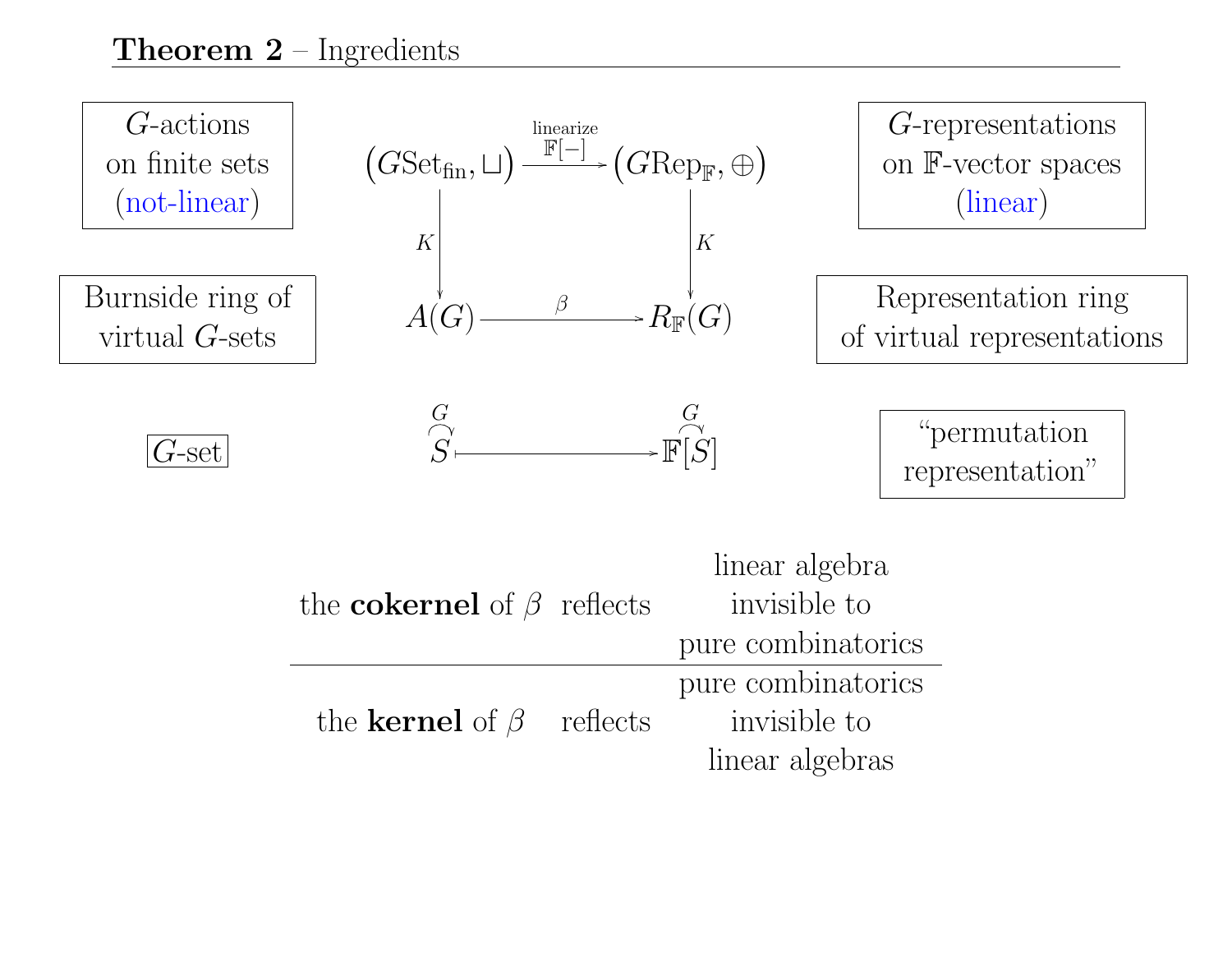## **Theorem 2** – Ingredients

| | | | |
|---|---|---|---|
| $G$-actions on finite sets (not-linear) | $\left(G\mathrm{Set}_{\mathrm{fin}}, \sqcup\right)$ | $\xrightarrow[\mathbb{F}[-]]{\text{linearize}}$ $\left(G\mathrm{Rep}_{\mathbb{F}}, \oplus\right)$ | $G$-representations on $\mathbb{F}$-vector spaces (linear) |
| | $\downarrow K$ | $\downarrow K$ | |
| Burnside ring of virtual $G$-sets | $A(G)$ | $\xrightarrow{\beta}$ $R_{\mathbb{F}}(G)$ | Representation ring of virtual representations |
| $G$-set | $G \curvearrowright S$ | $\longmapsto$ $G \curvearrowright \mathbb{F}[S]$ | "permutation representation" |

| | | |
|---|---|---|
| the **cokernel** of $\beta$ | reflects | linear algebra invisible to pure combinatorics |
| the **kernel** of $\beta$ | reflects | pure combinatorics invisible to linear algebras |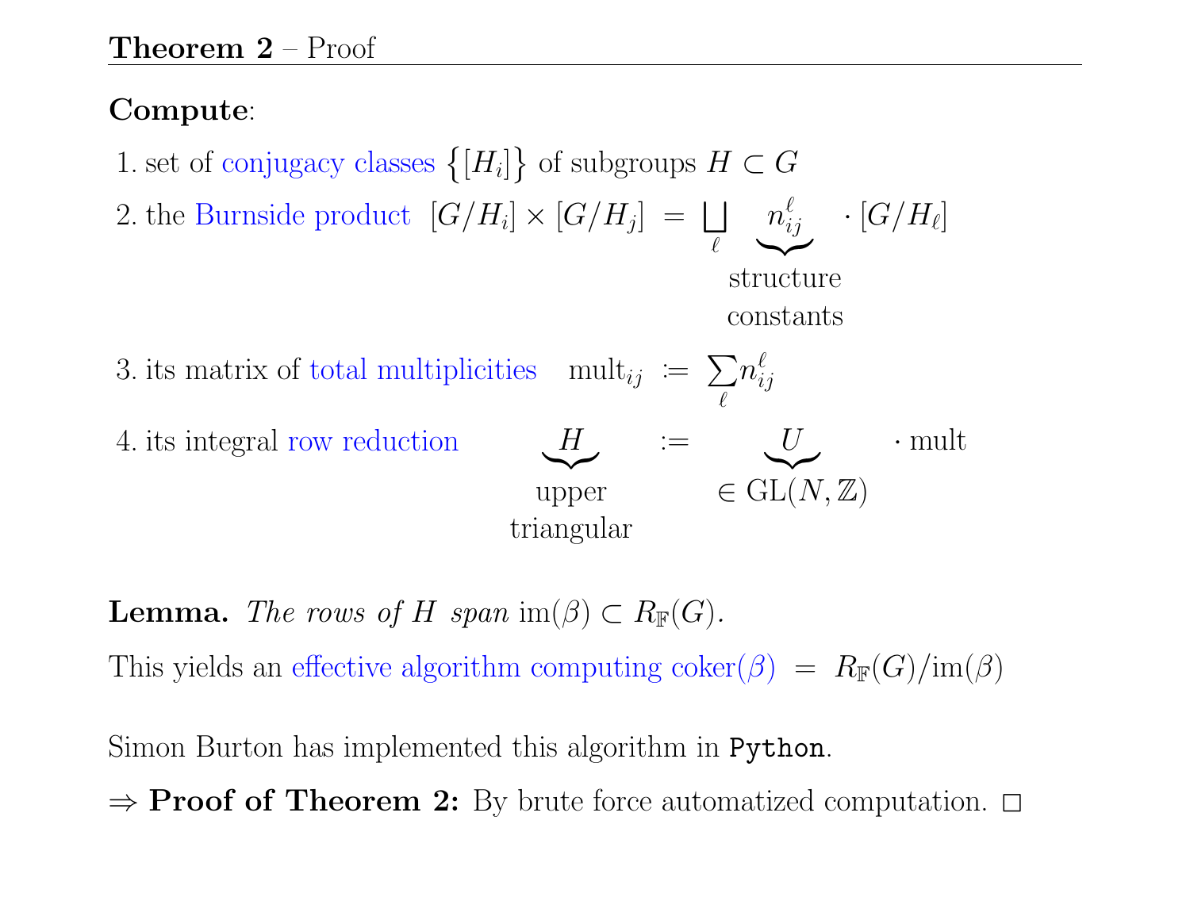## **Theorem 2** – Proof

**Compute**:

1. set of conjugacy classes $\{[H_i]\}$ of subgroups $H \subset G$
2. the Burnside product $[G/H_i] \times [G/H_j] = \bigsqcup_{\ell} \underbrace{n_{ij}^{\ell}}_{\text{structure constants}} \cdot [G/H_\ell]$
3. its matrix of total multiplicities $\text{mult}_{ij} := \sum_{\ell} n_{ij}^{\ell}$
4. its integral row reduction $\underbrace{H}_{\text{upper triangular}} := \underbrace{U}_{\in \text{GL}(N,\mathbb{Z})} \cdot \text{mult}$

**Lemma.** *The rows of $H$ span* $\text{im}(\beta) \subset R_{\mathbb{F}}(G)$.

This yields an effective algorithm computing $\text{coker}(\beta) = R_{\mathbb{F}}(G)/\text{im}(\beta)$

Simon Burton has implemented this algorithm in `Python`.

$\Rightarrow$ **Proof of Theorem 2:** By brute force automatized computation. $\square$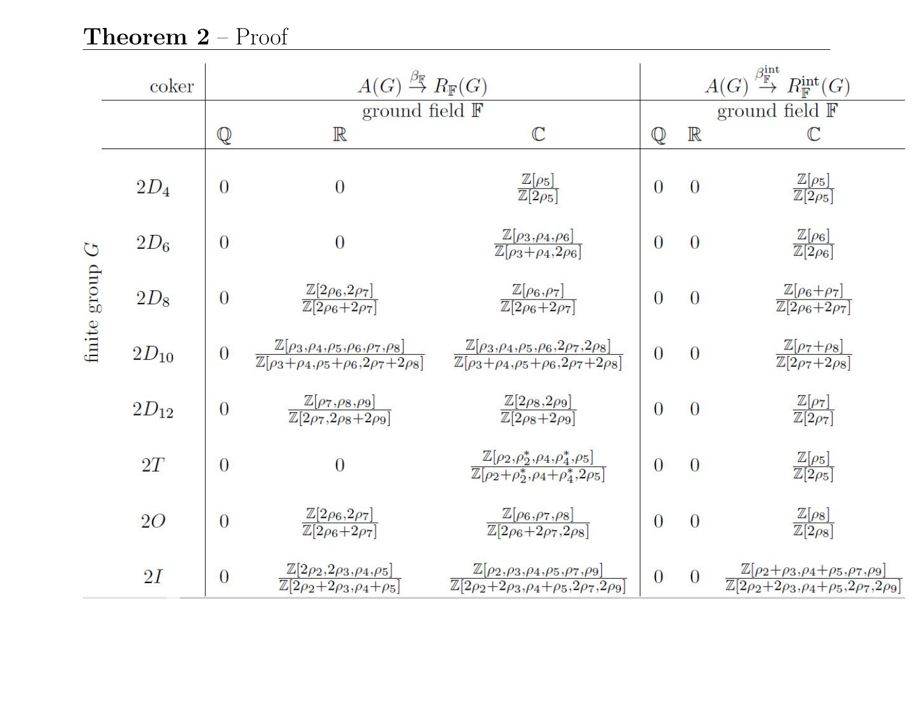**Theorem 2** – Proof

| coker | $A(G) \xrightarrow{\beta_{\mathbb{F}}} R_{\mathbb{F}}(G)$ | | | $A(G) \xrightarrow{\beta^{\text{int}}_{\mathbb{F}}} R^{\text{int}}_{\mathbb{F}}(G)$ | | |
|---|---|---|---|---|---|---|
| | ground field $\mathbb{F}$ | | | ground field $\mathbb{F}$ | | |
| finite group $G$ | $\mathbb{Q}$ | $\mathbb{R}$ | $\mathbb{C}$ | $\mathbb{Q}$ | $\mathbb{R}$ | $\mathbb{C}$ |
| $2D_4$ | 0 | 0 | $\frac{\mathbb{Z}[\rho_5]}{\mathbb{Z}[2\rho_5]}$ | 0 | 0 | $\frac{\mathbb{Z}[\rho_5]}{\mathbb{Z}[2\rho_5]}$ |
| $2D_6$ | 0 | 0 | $\frac{\mathbb{Z}[\rho_3,\rho_4,\rho_6]}{\mathbb{Z}[\rho_3+\rho_4,2\rho_6]}$ | 0 | 0 | $\frac{\mathbb{Z}[\rho_6]}{\mathbb{Z}[2\rho_6]}$ |
| $2D_8$ | 0 | $\frac{\mathbb{Z}[2\rho_6,2\rho_7]}{\mathbb{Z}[2\rho_6+2\rho_7]}$ | $\frac{\mathbb{Z}[\rho_6,\rho_7]}{\mathbb{Z}[2\rho_6+2\rho_7]}$ | 0 | 0 | $\frac{\mathbb{Z}[\rho_6+\rho_7]}{\mathbb{Z}[2\rho_6+2\rho_7]}$ |
| $2D_{10}$ | 0 | $\frac{\mathbb{Z}[\rho_3,\rho_4,\rho_5,\rho_6,\rho_7,\rho_8]}{\mathbb{Z}[\rho_3+\rho_4,\rho_5+\rho_6,2\rho_7+2\rho_8]}$ | $\frac{\mathbb{Z}[\rho_3,\rho_4,\rho_5,\rho_6,2\rho_7,2\rho_8]}{\mathbb{Z}[\rho_3+\rho_4,\rho_5+\rho_6,2\rho_7+2\rho_8]}$ | 0 | 0 | $\frac{\mathbb{Z}[\rho_7+\rho_8]}{\mathbb{Z}[2\rho_7+2\rho_8]}$ |
| $2D_{12}$ | 0 | $\frac{\mathbb{Z}[\rho_7,\rho_8,\rho_9]}{\mathbb{Z}[2\rho_7,2\rho_8+2\rho_9]}$ | $\frac{\mathbb{Z}[2\rho_8,2\rho_9]}{\mathbb{Z}[2\rho_8+2\rho_9]}$ | 0 | 0 | $\frac{\mathbb{Z}[\rho_7]}{\mathbb{Z}[2\rho_7]}$ |
| $2T$ | 0 | 0 | $\frac{\mathbb{Z}[\rho_2,\rho_2^*,\rho_4,\rho_4^*,\rho_5]}{\mathbb{Z}[\rho_2+\rho_2^*,\rho_4+\rho_4^*,2\rho_5]}$ | 0 | 0 | $\frac{\mathbb{Z}[\rho_5]}{\mathbb{Z}[2\rho_5]}$ |
| $2O$ | 0 | $\frac{\mathbb{Z}[2\rho_6,2\rho_7]}{\mathbb{Z}[2\rho_6+2\rho_7]}$ | $\frac{\mathbb{Z}[\rho_6,\rho_7,\rho_8]}{\mathbb{Z}[2\rho_6+2\rho_7,2\rho_8]}$ | 0 | 0 | $\frac{\mathbb{Z}[\rho_8]}{\mathbb{Z}[2\rho_8]}$ |
| $2I$ | 0 | $\frac{\mathbb{Z}[2\rho_2,2\rho_3,\rho_4,\rho_5]}{\mathbb{Z}[2\rho_2+2\rho_3,\rho_4+\rho_5]}$ | $\frac{\mathbb{Z}[\rho_2,\rho_3,\rho_4,\rho_5,\rho_7,\rho_9]}{\mathbb{Z}[2\rho_2+2\rho_3,\rho_4+\rho_5,2\rho_7,2\rho_9]}$ | 0 | 0 | $\frac{\mathbb{Z}[\rho_2+\rho_3,\rho_4+\rho_5,\rho_7,\rho_9]}{\mathbb{Z}[2\rho_2+2\rho_3,\rho_4+\rho_5,2\rho_7,2\rho_9]}$ |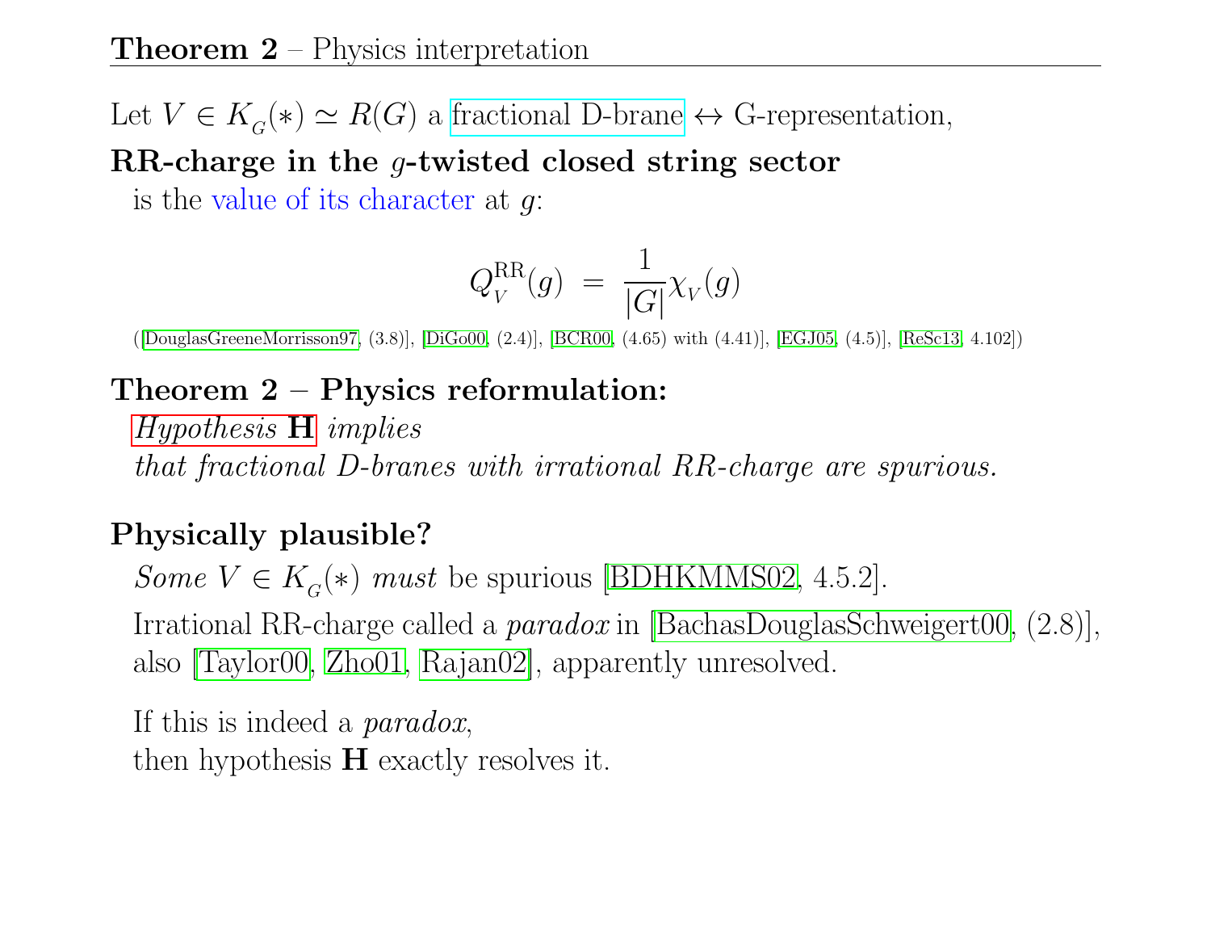## **Theorem 2** – Physics interpretation

Let $V \in K_G(*) \simeq R(G)$ a fractional D-brane $\leftrightarrow$ G-representation,

**RR-charge in the $g$-twisted closed string sector**

is the value of its character at $g$:

$$Q_V^{\mathrm{RR}}(g) \;=\; \frac{1}{|G|}\chi_V(g)$$

([DouglasGreeneMorrisson97, (3.8)], [DiGo00, (2.4)], [BCR00, (4.65) with (4.41)], [EGJ05, (4.5)], [ReSc13, 4.102])

**Theorem 2 – Physics reformulation:**

*Hypothesis* **H** *implies*
*that fractional D-branes with irrational RR-charge are spurious.*

**Physically plausible?**

*Some* $V \in K_G(*)$ *must* be spurious [BDHKMMS02, 4.5.2].

Irrational RR-charge called a *paradox* in [BachasDouglasSchweigert00, (2.8)], also [Taylor00, Zho01, Rajan02], apparently unresolved.

If this is indeed a *paradox*,
then hypothesis **H** exactly resolves it.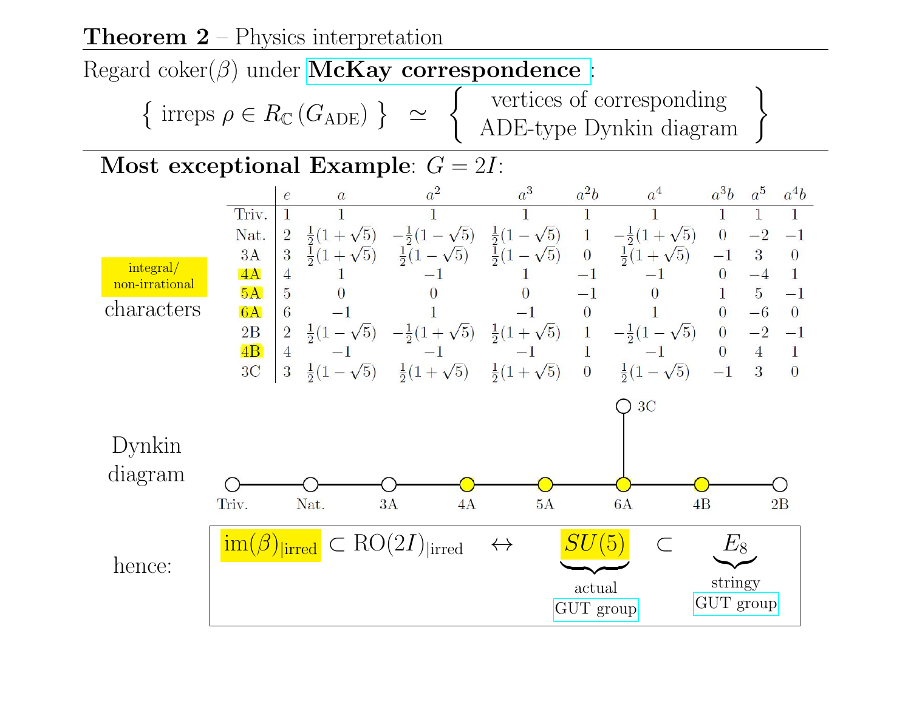## Theorem 2 – Physics interpretation

Regard coker($\beta$) under **McKay correspondence**:

$$\left\{ \text{ irreps } \rho \in R_{\mathbb{C}}(G_{\text{ADE}}) \right\} \simeq \left\{ \begin{array}{c} \text{vertices of corresponding} \\ \text{ADE-type Dynkin diagram} \end{array} \right\}$$

**Most exceptional Example**: $G = 2I$:

integral/ non-irrational characters

| | $e$ | $a$ | $a^2$ | $a^3$ | $a^2b$ | $a^4$ | $a^3b$ | $a^5$ | $a^4b$ |
|---|---|---|---|---|---|---|---|---|---|
| Triv. | 1 | 1 | 1 | 1 | 1 | 1 | 1 | 1 | 1 |
| Nat. | 2 | $\frac{1}{2}(1+\sqrt{5})$ | $-\frac{1}{2}(1-\sqrt{5})$ | $\frac{1}{2}(1-\sqrt{5})$ | 1 | $-\frac{1}{2}(1+\sqrt{5})$ | 0 | $-2$ | $-1$ |
| 3A | 3 | $\frac{1}{2}(1+\sqrt{5})$ | $\frac{1}{2}(1-\sqrt{5})$ | $\frac{1}{2}(1-\sqrt{5})$ | 0 | $\frac{1}{2}(1+\sqrt{5})$ | $-1$ | 3 | 0 |
| 4A | 4 | 1 | $-1$ | 1 | $-1$ | $-1$ | 0 | $-4$ | 1 |
| 5A | 5 | 0 | 0 | 0 | $-1$ | 0 | 1 | 5 | $-1$ |
| 6A | 6 | $-1$ | 1 | $-1$ | 0 | 1 | 0 | $-6$ | 0 |
| 2B | 2 | $\frac{1}{2}(1-\sqrt{5})$ | $-\frac{1}{2}(1+\sqrt{5})$ | $\frac{1}{2}(1+\sqrt{5})$ | 1 | $-\frac{1}{2}(1-\sqrt{5})$ | 0 | $-2$ | $-1$ |
| 4B | 4 | $-1$ | $-1$ | $-1$ | 1 | $-1$ | 0 | 4 | 1 |
| 3C | 3 | $\frac{1}{2}(1-\sqrt{5})$ | $\frac{1}{2}(1+\sqrt{5})$ | $\frac{1}{2}(1+\sqrt{5})$ | 0 | $\frac{1}{2}(1-\sqrt{5})$ | $-1$ | 3 | 0 |

Dynkin diagram

Triv. — Nat. — 3A — 4A — 5A — 6A — 4B — 2B, with 3C attached to 6A

hence:

$$\text{im}(\beta)_{|\text{irred}} \subset \text{RO}(2I)_{|\text{irred}} \quad \leftrightarrow \quad \underbrace{SU(5)}_{\text{actual GUT group}} \subset \underbrace{E_8}_{\text{stringy GUT group}}$$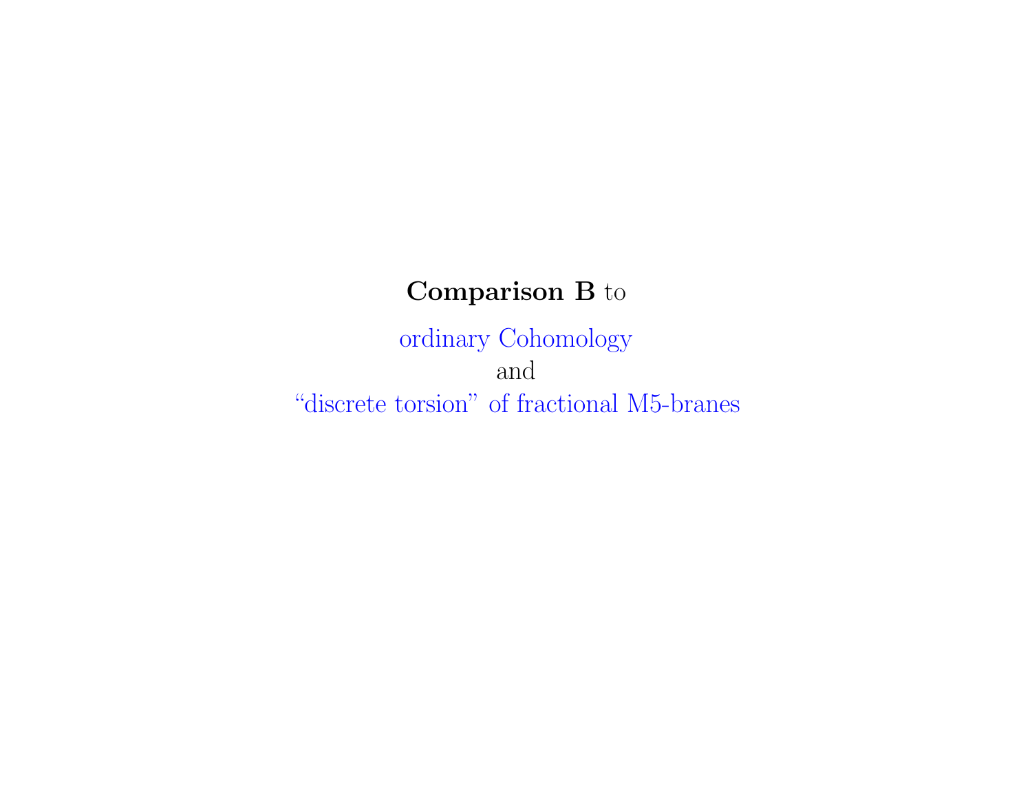**Comparison B** to

ordinary Cohomology

and

“discrete torsion” of fractional M5-branes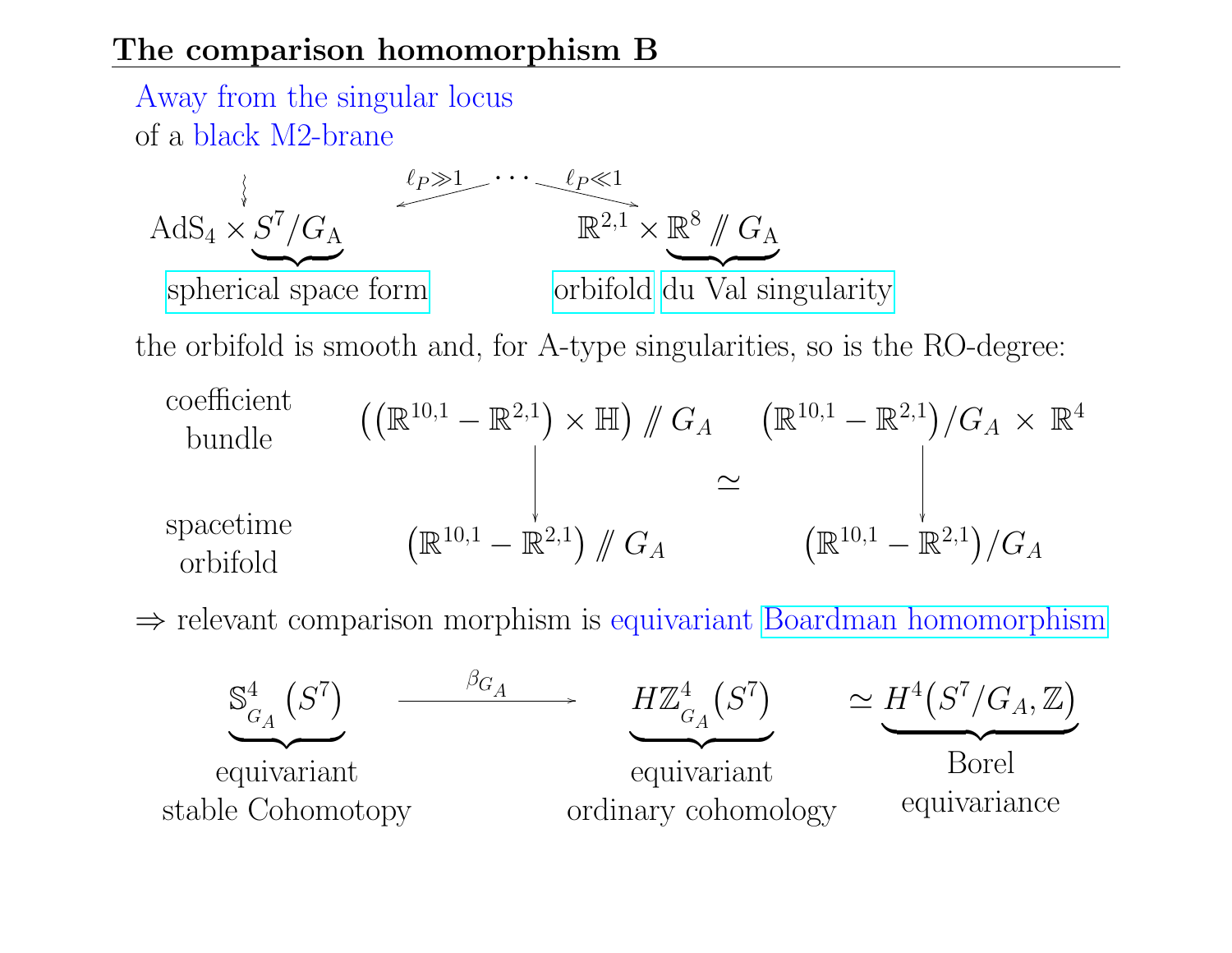## The comparison homomorphism B

Away from the singular locus
of a black M2-brane

$$
\mathrm{AdS}_4 \times \underbrace{S^7/G_{\mathrm{A}}}_{\text{spherical space form}} \xleftarrow{\ \ell_P \gg 1\ } \cdots \xrightarrow{\ \ell_P \ll 1\ } \underbrace{\mathbb{R}^{2,1}}_{\text{orbifold}} \times \underbrace{\mathbb{R}^8 /\!\!/ G_{\mathrm{A}}}_{\text{du Val singularity}}
$$

the orbifold is smooth and, for A-type singularities, so is the RO-degree:

$$
\begin{array}{cccc}
\text{coefficient bundle} & \big((\mathbb{R}^{10,1} - \mathbb{R}^{2,1}) \times \mathbb{H}\big) /\!\!/ G_A & & \big(\mathbb{R}^{10,1} - \mathbb{R}^{2,1}\big)/G_A \times \mathbb{R}^4 \\
 & \downarrow & \simeq & \downarrow \\
\text{spacetime orbifold} & \big(\mathbb{R}^{10,1} - \mathbb{R}^{2,1}\big) /\!\!/ G_A & & \big(\mathbb{R}^{10,1} - \mathbb{R}^{2,1}\big)/G_A
\end{array}
$$

$\Rightarrow$ relevant comparison morphism is equivariant Boardman homomorphism

$$
\underbrace{\mathbb{S}^4_{G_A}\big(S^7\big)}_{\substack{\text{equivariant} \\ \text{stable Cohomotopy}}} \xrightarrow{\ \ \beta_{G_A}\ \ } \underbrace{H\mathbb{Z}^4_{G_A}\big(S^7\big)}_{\substack{\text{equivariant} \\ \text{ordinary cohomology}}} \simeq \underbrace{H^4\big(S^7/G_A, \mathbb{Z}\big)}_{\substack{\text{Borel} \\ \text{equivariance}}}
$$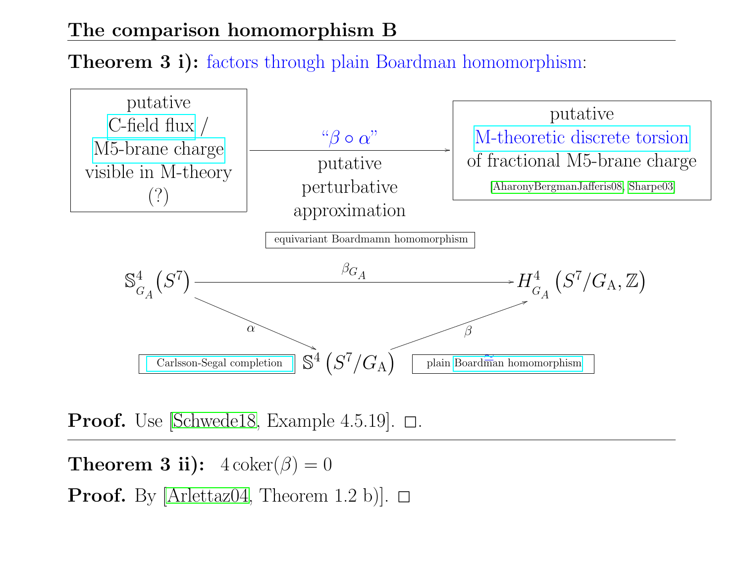## The comparison homomorphism B

**Theorem 3 i):** factors through plain Boardman homomorphism:

putative C-field flux / M5-brane charge visible in M-theory (?) $\xrightarrow{\text{“}\beta \circ \alpha\text{”}}$ putative M-theoretic discrete torsion of fractional M5-brane charge [AharonyBergmanJafferis08, Sharpe03]

putative perturbative approximation

equivariant Boardmamn homomorphism

$$
\begin{array}{ccc}
\mathbb{S}^4_{G_A}\big(S^7\big) & \xrightarrow{\beta_{G_A}} & H^4_{G_A}\left(S^7/G_{\mathrm{A}}, \mathbb{Z}\right) \\
& {\scriptstyle \alpha} \searrow \qquad \nearrow {\scriptstyle \beta} & \\
& \mathbb{S}^4\left(S^7/G_{\mathrm{A}}\right) &
\end{array}
$$

Carlsson-Segal completion ($\alpha$); plain Boardman homomorphism ($\beta$)

**Proof.** Use [Schwede18, Example 4.5.19]. $\square$.

---

**Theorem 3 ii):** $4\,\mathrm{coker}(\beta) = 0$

**Proof.** By [Arlettaz04, Theorem 1.2 b)]. $\square$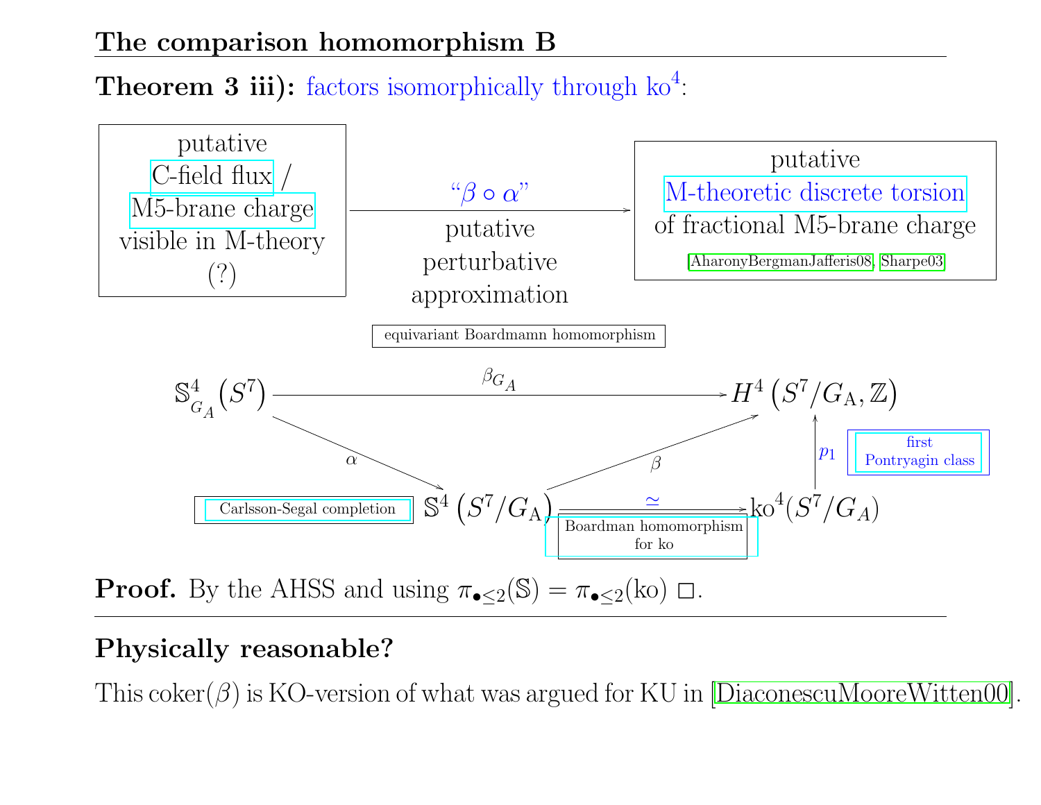## The comparison homomorphism B

**Theorem 3 iii):** factors isomorphically through $\mathrm{ko}^4$:

| putative C-field flux / M5-brane charge visible in M-theory (?) | "$\beta \circ \alpha$" putative perturbative approximation $\longrightarrow$ | putative M-theoretic discrete torsion of fractional M5-brane charge [AharonyBergmanJafferis08, Sharpe03] |
|---|---|---|

equivariant Boardmamn homomorphism

$$
\begin{array}{ccccc}
\mathbb{S}^4_{G_A}\big(S^7\big) & & \xrightarrow{\;\beta_{G_A}\;} & & H^4\big(S^7/G_{\mathrm{A}}, \mathbb{Z}\big) \\
 & {\scriptstyle \alpha} \searrow & & \nearrow {\scriptstyle \beta} & \uparrow {\scriptstyle p_1} \\
 & & \mathbb{S}^4\big(S^7/G_{\mathrm{A}}\big) & \xrightarrow{\;\simeq\;} & \mathrm{ko}^4(S^7/G_A)
\end{array}
$$

- $\alpha$: Carlsson-Segal completion
- $\simeq$: Boardman homomorphism for ko
- $p_1$: first Pontryagin class

**Proof.** By the AHSS and using $\pi_{\bullet \leq 2}(\mathbb{S}) = \pi_{\bullet \leq 2}(\mathrm{ko})$ $\square$.

---

**Physically reasonable?**

This coker$(\beta)$ is KO-version of what was argued for KU in [DiaconescuMooreWitten00].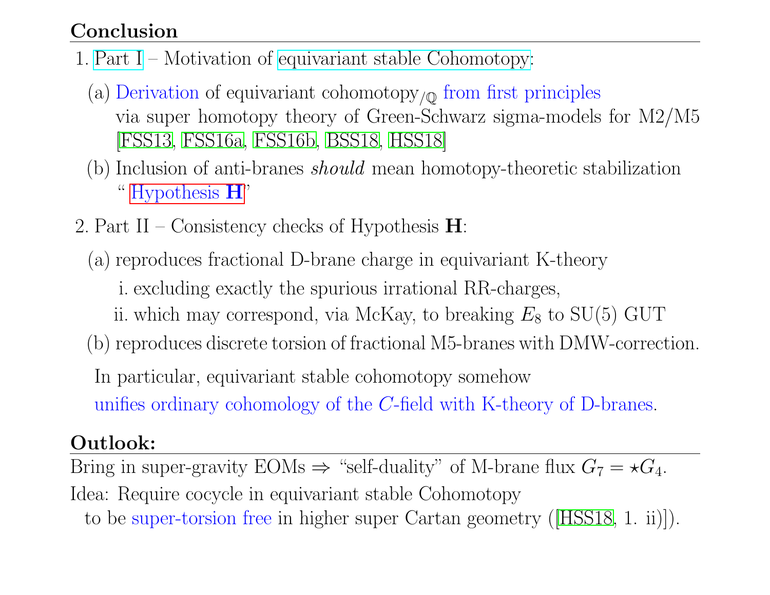## Conclusion

1. Part I – Motivation of equivariant stable Cohomotopy:
   (a) Derivation of equivariant cohomotopy$_{/\mathbb{Q}}$ from first principles via super homotopy theory of Green-Schwarz sigma-models for M2/M5 [FSS13, FSS16a, FSS16b, BSS18, HSS18]
   (b) Inclusion of anti-branes *should* mean homotopy-theoretic stabilization "Hypothesis **H**"

2. Part II – Consistency checks of Hypothesis **H**:
   (a) reproduces fractional D-brane charge in equivariant K-theory
      i. excluding exactly the spurious irrational RR-charges,
      ii. which may correspond, via McKay, to breaking $E_8$ to SU(5) GUT
   (b) reproduces discrete torsion of fractional M5-branes with DMW-correction.

   In particular, equivariant stable cohomotopy somehow unifies ordinary cohomology of the $C$-field with K-theory of D-branes.

## Outlook:

Bring in super-gravity EOMs $\Rightarrow$ "self-duality" of M-brane flux $G_7 = \star G_4$.

Idea: Require cocycle in equivariant stable Cohomotopy to be super-torsion free in higher super Cartan geometry ([HSS18, 1. ii)]).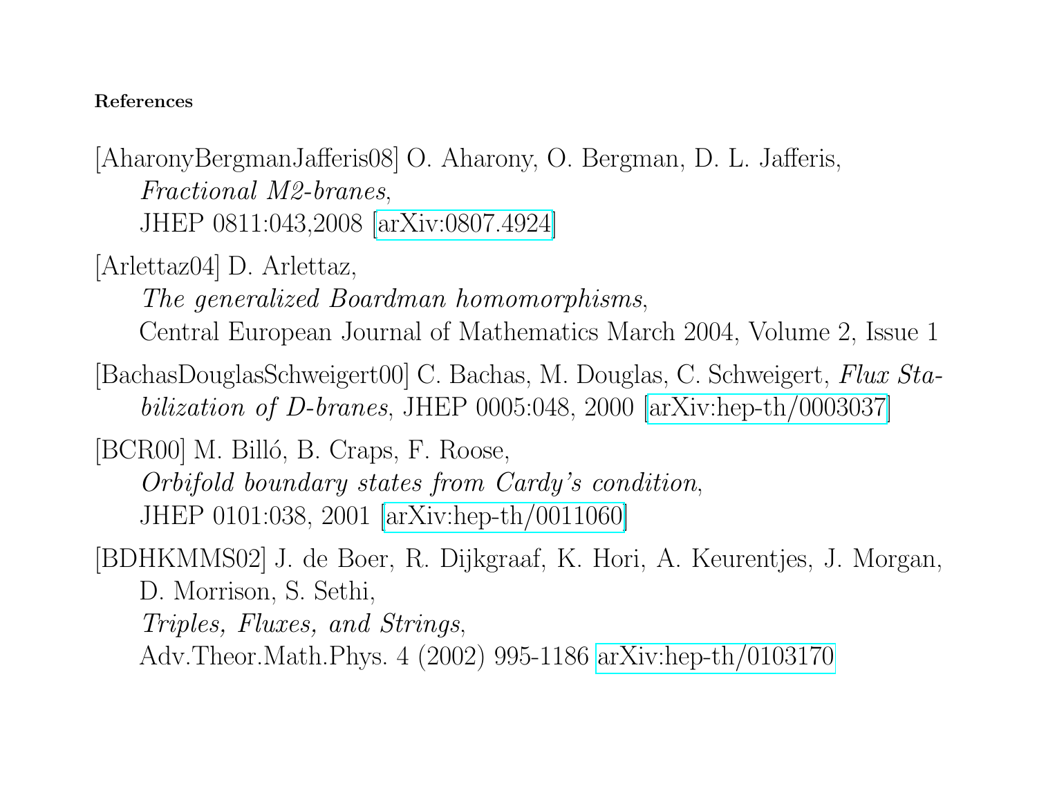#### References

[AharonyBergmanJafferis08] O. Aharony, O. Bergman, D. L. Jafferis, *Fractional M2-branes*, JHEP 0811:043,2008 [arXiv:0807.4924]

[Arlettaz04] D. Arlettaz, *The generalized Boardman homomorphisms*, Central European Journal of Mathematics March 2004, Volume 2, Issue 1

[BachasDouglasSchweigert00] C. Bachas, M. Douglas, C. Schweigert, *Flux Stabilization of D-branes*, JHEP 0005:048, 2000 [arXiv:hep-th/0003037]

[BCR00] M. Billó, B. Craps, F. Roose, *Orbifold boundary states from Cardy's condition*, JHEP 0101:038, 2001 [arXiv:hep-th/0011060]

[BDHKMMS02] J. de Boer, R. Dijkgraaf, K. Hori, A. Keurentjes, J. Morgan, D. Morrison, S. Sethi, *Triples, Fluxes, and Strings*, Adv.Theor.Math.Phys. 4 (2002) 995-1186 arXiv:hep-th/0103170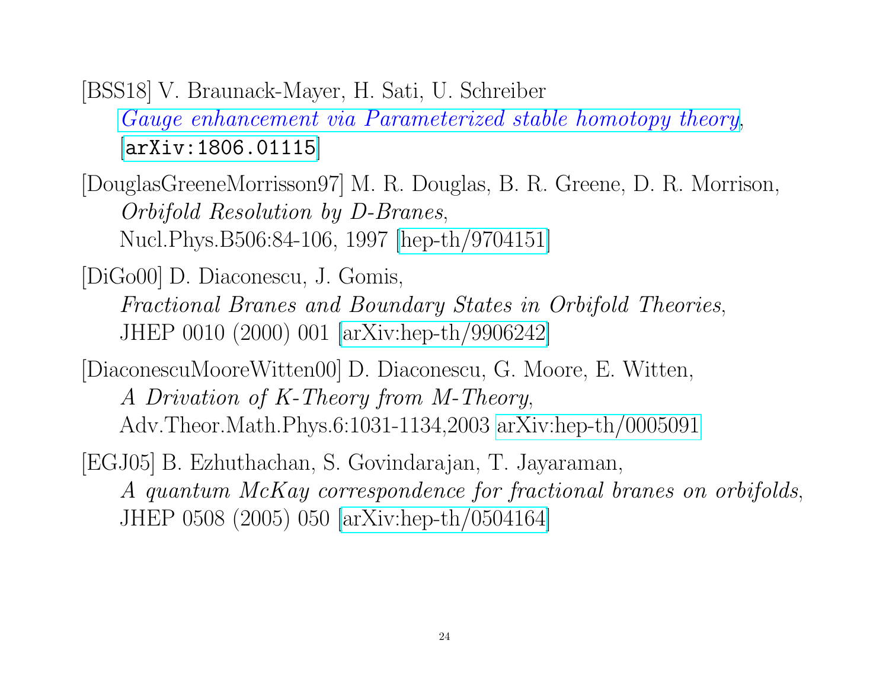[BSS18] V. Braunack-Mayer, H. Sati, U. Schreiber
*Gauge enhancement via Parameterized stable homotopy theory*,
[arXiv:1806.01115]

[DouglasGreeneMorrisson97] M. R. Douglas, B. R. Greene, D. R. Morrison,
*Orbifold Resolution by D-Branes*,
Nucl.Phys.B506:84-106, 1997 [hep-th/9704151]

[DiGo00] D. Diaconescu, J. Gomis,
*Fractional Branes and Boundary States in Orbifold Theories*,
JHEP 0010 (2000) 001 [arXiv:hep-th/9906242]

[DiaconescuMooreWitten00] D. Diaconescu, G. Moore, E. Witten,
*A Drivation of K-Theory from M-Theory*,
Adv.Theor.Math.Phys.6:1031-1134,2003 arXiv:hep-th/0005091

[EGJ05] B. Ezhuthachan, S. Govindarajan, T. Jayaraman,
*A quantum McKay correspondence for fractional branes on orbifolds*,
JHEP 0508 (2005) 050 [arXiv:hep-th/0504164]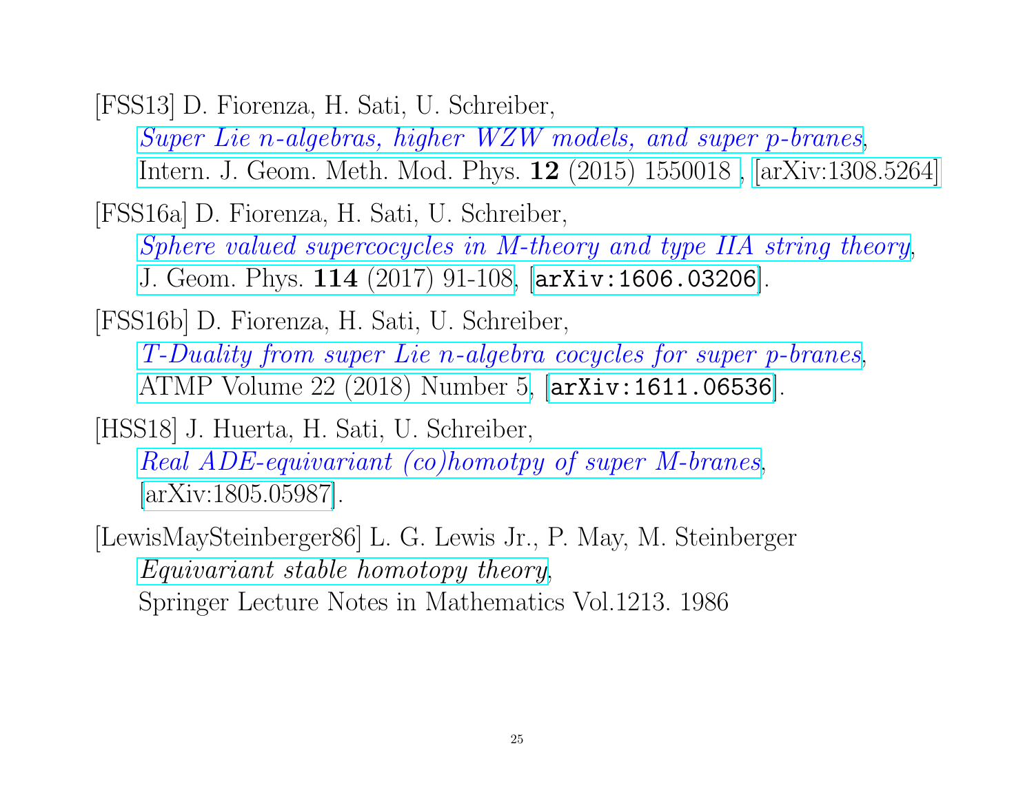[FSS13] D. Fiorenza, H. Sati, U. Schreiber,
*Super Lie n-algebras, higher WZW models, and super p-branes*,
Intern. J. Geom. Meth. Mod. Phys. **12** (2015) 1550018 , [arXiv:1308.5264]

[FSS16a] D. Fiorenza, H. Sati, U. Schreiber,
*Sphere valued supercocycles in M-theory and type IIA string theory*,
J. Geom. Phys. **114** (2017) 91-108, [`arXiv:1606.03206`].

[FSS16b] D. Fiorenza, H. Sati, U. Schreiber,
*T-Duality from super Lie n-algebra cocycles for super p-branes*,
ATMP Volume 22 (2018) Number 5, [`arXiv:1611.06536`].

[HSS18] J. Huerta, H. Sati, U. Schreiber,
*Real ADE-equivariant (co)homotpy of super M-branes*,
[arXiv:1805.05987].

[LewisMaySteinberger86] L. G. Lewis Jr., P. May, M. Steinberger
*Equivariant stable homotopy theory*,
Springer Lecture Notes in Mathematics Vol.1213. 1986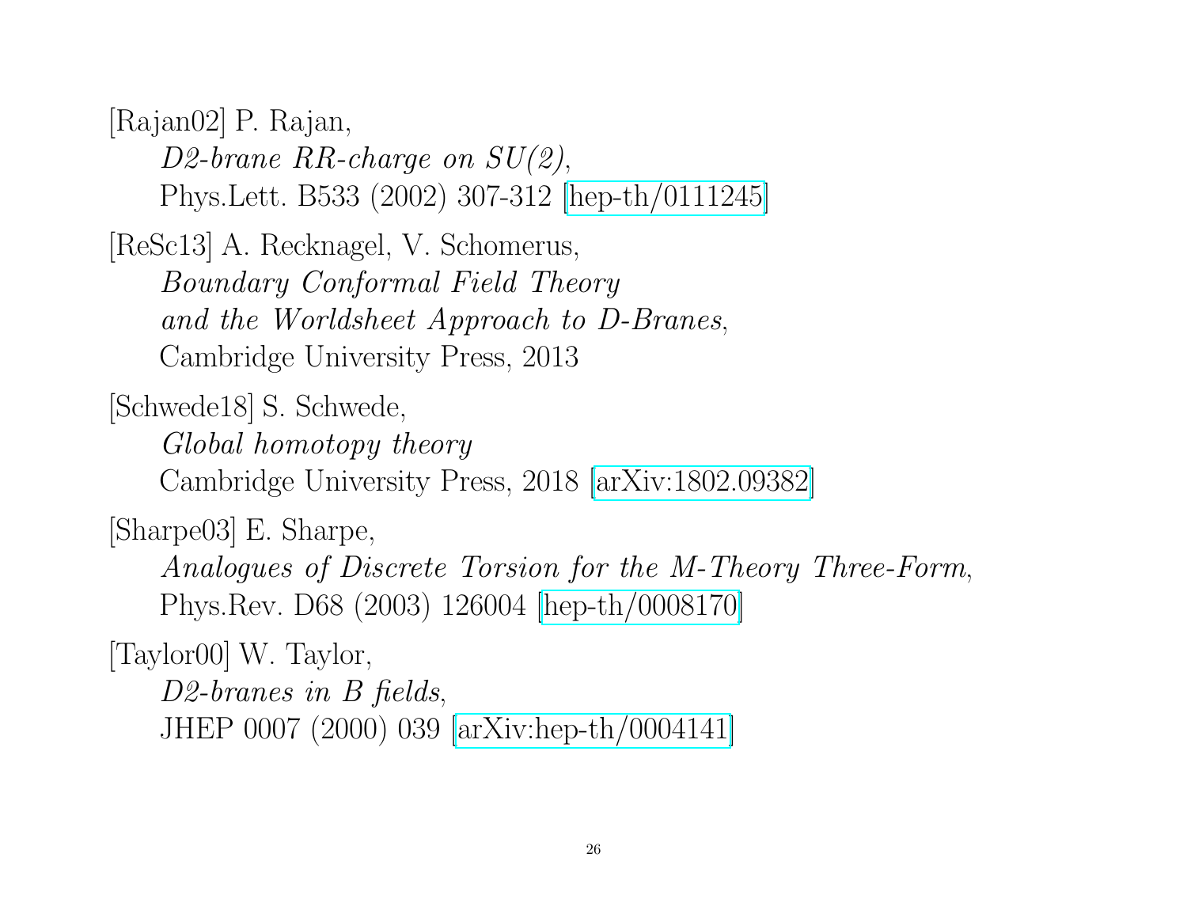[Rajan02] P. Rajan,
*D2-brane RR-charge on SU(2)*,
Phys.Lett. B533 (2002) 307-312 [hep-th/0111245]

[ReSc13] A. Recknagel, V. Schomerus,
*Boundary Conformal Field Theory and the Worldsheet Approach to D-Branes*,
Cambridge University Press, 2013

[Schwede18] S. Schwede,
*Global homotopy theory*
Cambridge University Press, 2018 [arXiv:1802.09382]

[Sharpe03] E. Sharpe,
*Analogues of Discrete Torsion for the M-Theory Three-Form*,
Phys.Rev. D68 (2003) 126004 [hep-th/0008170]

[Taylor00] W. Taylor,
*D2-branes in B fields*,
JHEP 0007 (2000) 039 [arXiv:hep-th/0004141]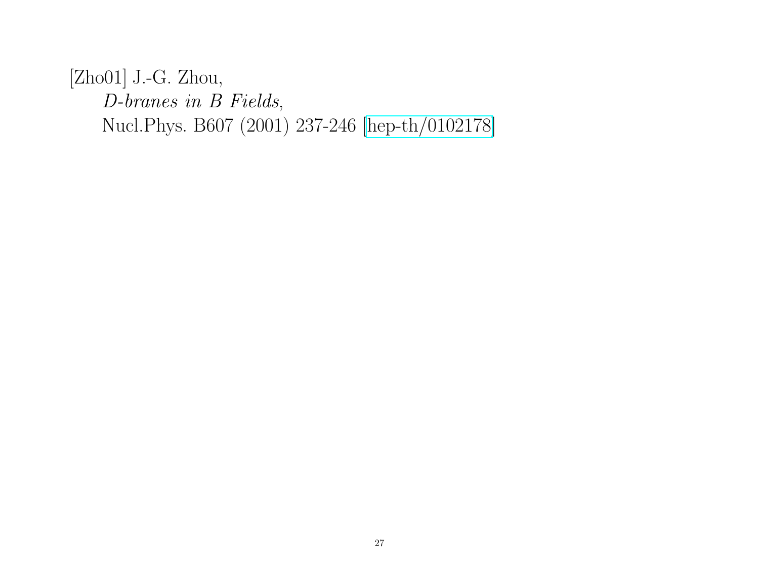[Zho01] J.-G. Zhou,
*D-branes in B Fields*,
Nucl.Phys. B607 (2001) 237-246 [hep-th/0102178]